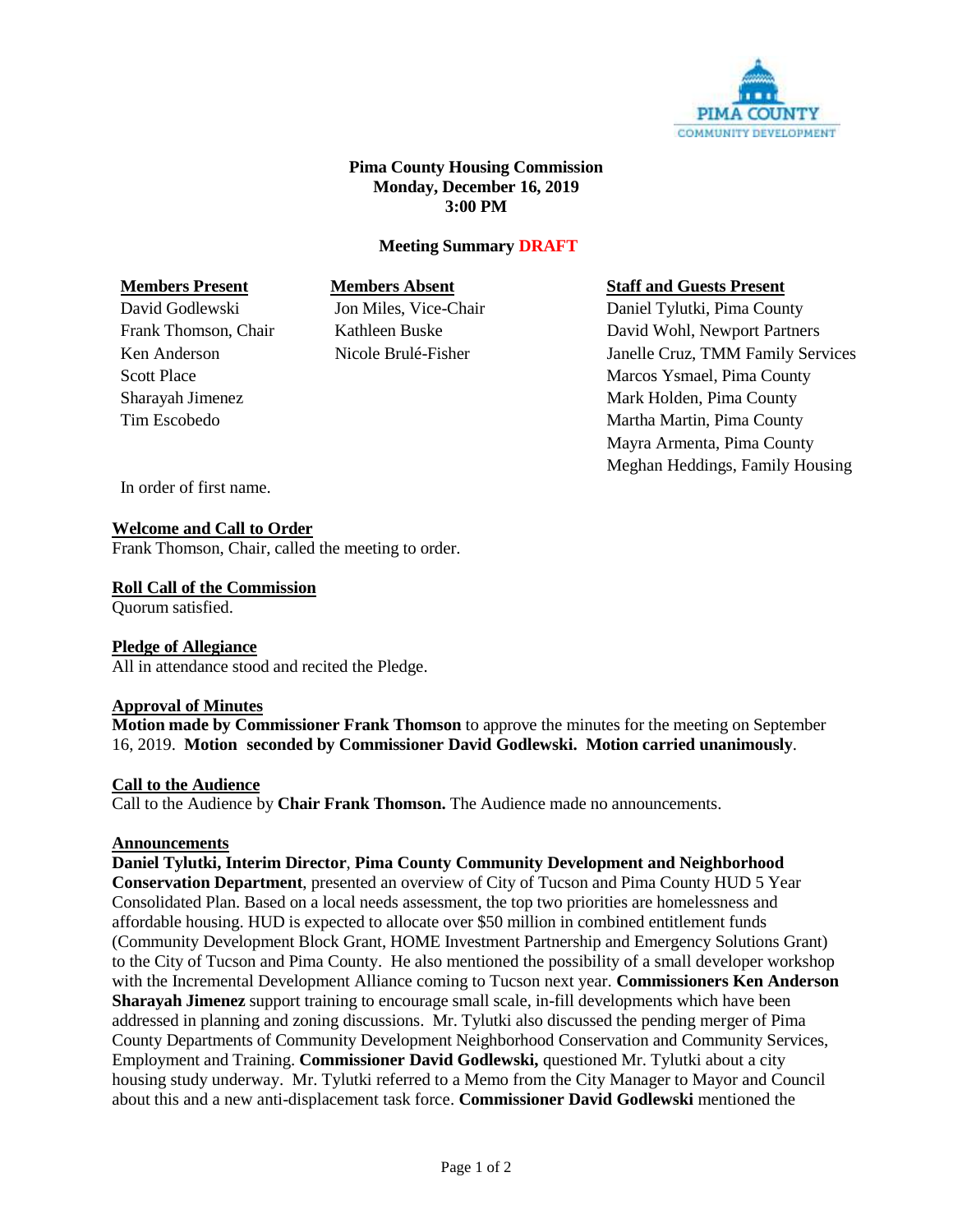**Pima County Housing Commission**
**Monday, December 16, 2019**
**3:00 PM**

**Meeting Summary DRAFT**

| **Members Present** | **Members Absent** | **Staff and Guests Present** |
|---|---|---|
| David Godlewski | Jon Miles, Vice-Chair | Daniel Tylutki, Pima County |
| Frank Thomson, Chair | Kathleen Buske | David Wohl, Newport Partners |
| Ken Anderson | Nicole Brulé-Fisher | Janelle Cruz, TMM Family Services |
| Scott Place | | Marcos Ysmael, Pima County |
| Sharayah Jimenez | | Mark Holden, Pima County |
| Tim Escobedo | | Martha Martin, Pima County |
| | | Mayra Armenta, Pima County |
| | | Meghan Heddings, Family Housing |

In order of first name.

**Welcome and Call to Order**

Frank Thomson, Chair, called the meeting to order.

**Roll Call of the Commission**

Quorum satisfied.

**Pledge of Allegiance**

All in attendance stood and recited the Pledge.

**Approval of Minutes**

**Motion made by Commissioner Frank Thomson** to approve the minutes for the meeting on September 16, 2019. **Motion seconded by Commissioner David Godlewski. Motion carried unanimously**.

**Call to the Audience**

Call to the Audience by **Chair Frank Thomson.** The Audience made no announcements.

**Announcements**

**Daniel Tylutki, Interim Director**, **Pima County Community Development and Neighborhood Conservation Department**, presented an overview of City of Tucson and Pima County HUD 5 Year Consolidated Plan. Based on a local needs assessment, the top two priorities are homelessness and affordable housing. HUD is expected to allocate over $50 million in combined entitlement funds (Community Development Block Grant, HOME Investment Partnership and Emergency Solutions Grant) to the City of Tucson and Pima County. He also mentioned the possibility of a small developer workshop with the Incremental Development Alliance coming to Tucson next year. **Commissioners Ken Anderson Sharayah Jimenez** support training to encourage small scale, in-fill developments which have been addressed in planning and zoning discussions. Mr. Tylutki also discussed the pending merger of Pima County Departments of Community Development Neighborhood Conservation and Community Services, Employment and Training. **Commissioner David Godlewski,** questioned Mr. Tylutki about a city housing study underway. Mr. Tylutki referred to a Memo from the City Manager to Mayor and Council about this and a new anti-displacement task force. **Commissioner David Godlewski** mentioned the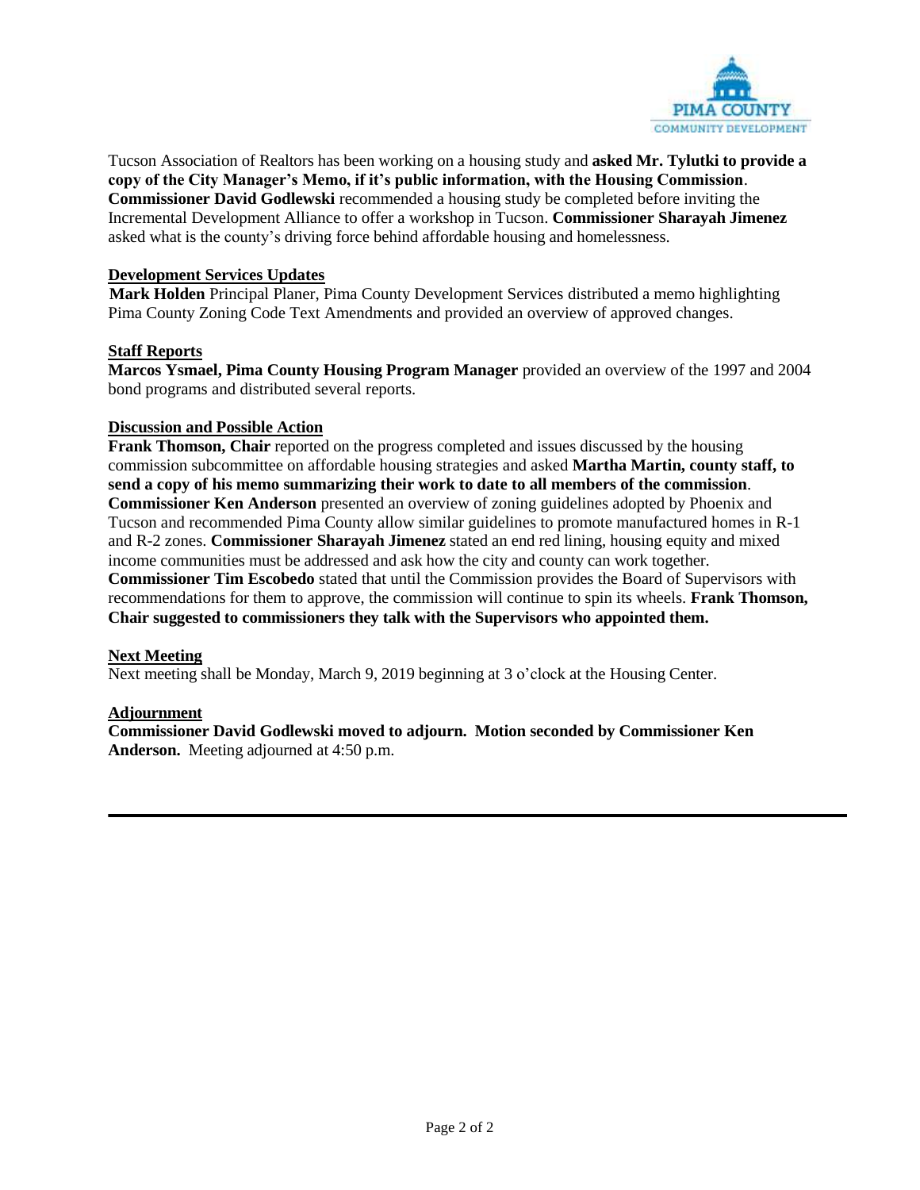Tucson Association of Realtors has been working on a housing study and **asked Mr. Tylutki to provide a copy of the City Manager's Memo, if it's public information, with the Housing Commission**. **Commissioner David Godlewski** recommended a housing study be completed before inviting the Incremental Development Alliance to offer a workshop in Tucson. **Commissioner Sharayah Jimenez** asked what is the county's driving force behind affordable housing and homelessness.

**Development Services Updates**

**Mark Holden** Principal Planer, Pima County Development Services distributed a memo highlighting Pima County Zoning Code Text Amendments and provided an overview of approved changes.

**Staff Reports**

**Marcos Ysmael, Pima County Housing Program Manager** provided an overview of the 1997 and 2004 bond programs and distributed several reports.

**Discussion and Possible Action**

**Frank Thomson, Chair** reported on the progress completed and issues discussed by the housing commission subcommittee on affordable housing strategies and asked **Martha Martin, county staff, to send a copy of his memo summarizing their work to date to all members of the commission**. **Commissioner Ken Anderson** presented an overview of zoning guidelines adopted by Phoenix and Tucson and recommended Pima County allow similar guidelines to promote manufactured homes in R-1 and R-2 zones. **Commissioner Sharayah Jimenez** stated an end red lining, housing equity and mixed income communities must be addressed and ask how the city and county can work together. **Commissioner Tim Escobedo** stated that until the Commission provides the Board of Supervisors with recommendations for them to approve, the commission will continue to spin its wheels. **Frank Thomson, Chair suggested to commissioners they talk with the Supervisors who appointed them.**

**Next Meeting**

Next meeting shall be Monday, March 9, 2019 beginning at 3 o'clock at the Housing Center.

**Adjournment**

**Commissioner David Godlewski moved to adjourn. Motion seconded by Commissioner Ken Anderson.** Meeting adjourned at 4:50 p.m.